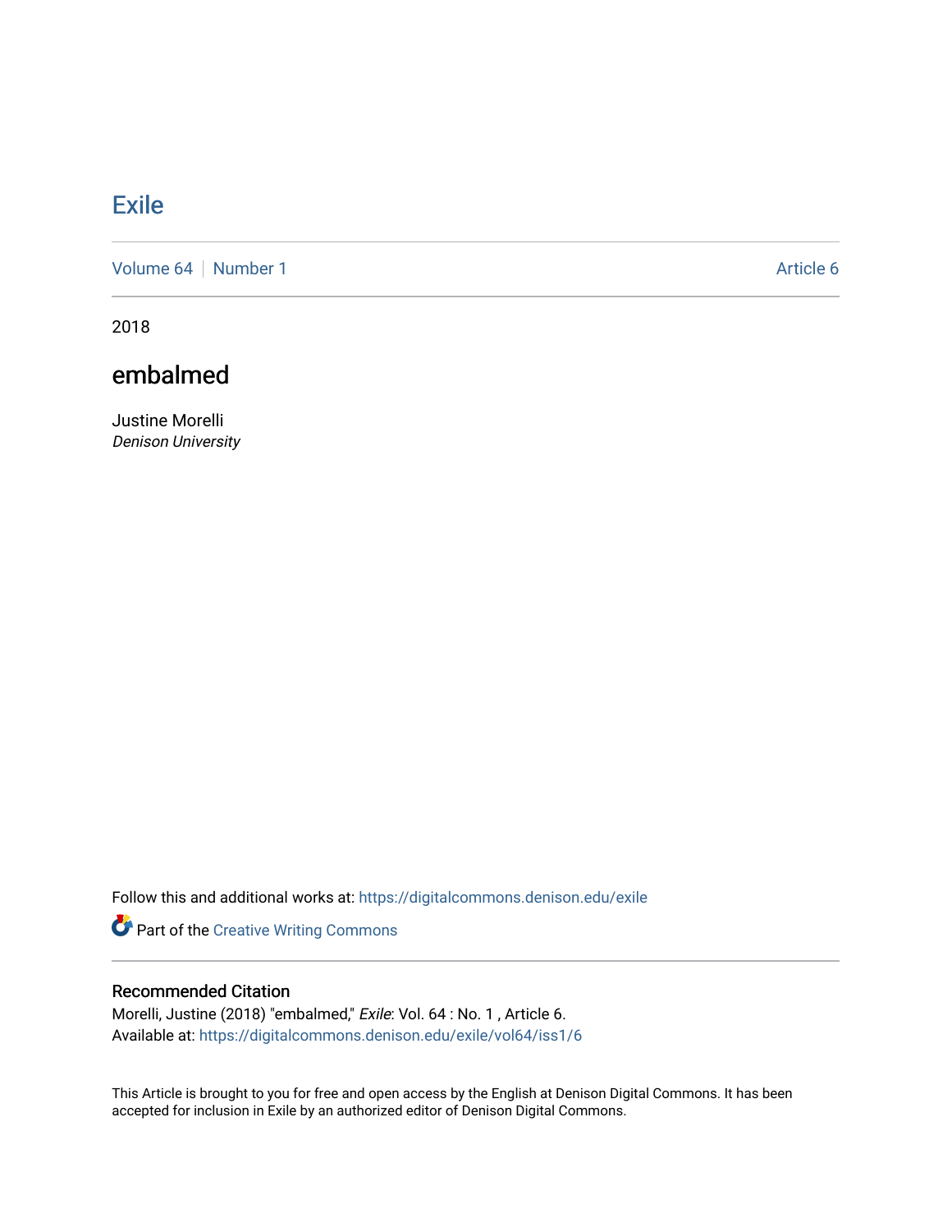# Exile

Volume 64 | Number 1 | Article 6

2018

## embalmed

Justine Morelli
*Denison University*

Follow this and additional works at: https://digitalcommons.denison.edu/exile

Part of the Creative Writing Commons

### Recommended Citation

Morelli, Justine (2018) "embalmed," *Exile*: Vol. 64 : No. 1 , Article 6.
Available at: https://digitalcommons.denison.edu/exile/vol64/iss1/6

This Article is brought to you for free and open access by the English at Denison Digital Commons. It has been accepted for inclusion in Exile by an authorized editor of Denison Digital Commons.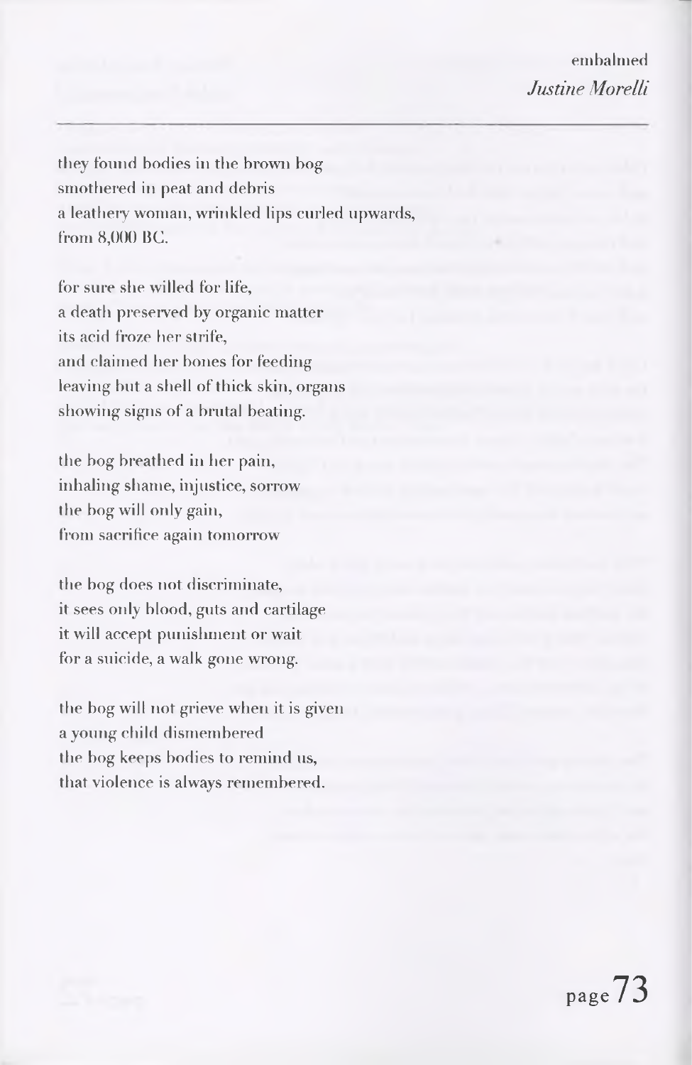## embalmed

*Justine Morelli*

---

they found bodies in the brown bog
smothered in peat and debris
a leathery woman, wrinkled lips curled upwards,
from 8,000 BC.

for sure she willed for life,
a death preserved by organic matter
its acid froze her strife,
and claimed her bones for feeding
leaving but a shell of thick skin, organs
showing signs of a brutal beating.

the bog breathed in her pain,
inhaling shame, injustice, sorrow
the bog will only gain,
from sacrifice again tomorrow

the bog does not discriminate,
it sees only blood, guts and cartilage
it will accept punishment or wait
for a suicide, a walk gone wrong.

the bog will not grieve when it is given
a young child dismembered
the bog keeps bodies to remind us,
that violence is always remembered.